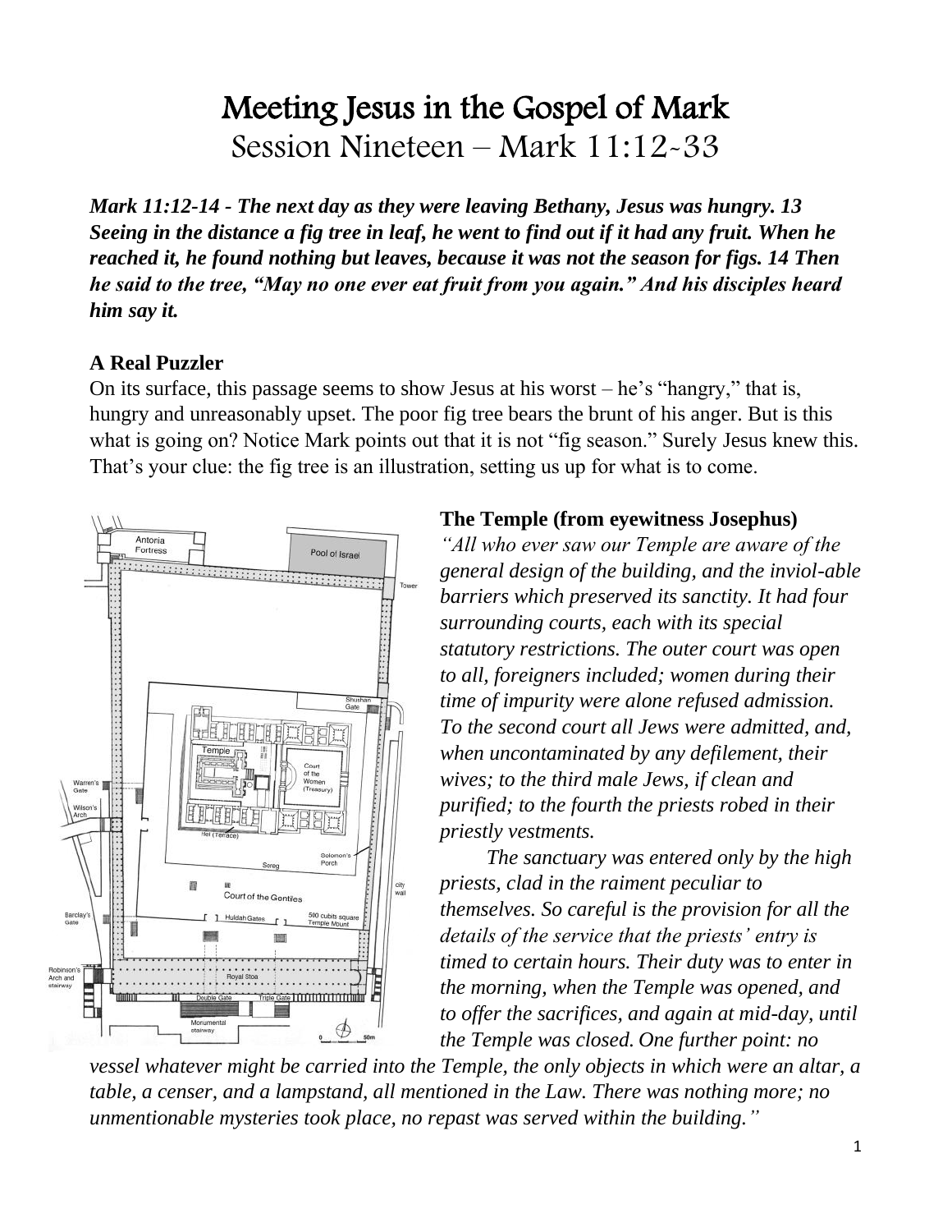# Meeting Jesus in the Gospel of Mark

## Session Nineteen – Mark 11:12-33

***Mark 11:12-14 - The next day as they were leaving Bethany, Jesus was hungry. 13 Seeing in the distance a fig tree in leaf, he went to find out if it had any fruit. When he reached it, he found nothing but leaves, because it was not the season for figs. 14 Then he said to the tree, "May no one ever eat fruit from you again." And his disciples heard him say it.***

**A Real Puzzler**

On its surface, this passage seems to show Jesus at his worst – he's "hangry," that is, hungry and unreasonably upset. The poor fig tree bears the brunt of his anger. But is this what is going on? Notice Mark points out that it is not "fig season." Surely Jesus knew this. That's your clue: the fig tree is an illustration, setting us up for what is to come.

**The Temple (from eyewitness Josephus)**

*"All who ever saw our Temple are aware of the general design of the building, and the inviol-able barriers which preserved its sanctity. It had four surrounding courts, each with its special statutory restrictions. The outer court was open to all, foreigners included; women during their time of impurity were alone refused admission. To the second court all Jews were admitted, and, when uncontaminated by any defilement, their wives; to the third male Jews, if clean and purified; to the fourth the priests robed in their priestly vestments.*

*The sanctuary was entered only by the high priests, clad in the raiment peculiar to themselves. So careful is the provision for all the details of the service that the priests' entry is timed to certain hours. Their duty was to enter in the morning, when the Temple was opened, and to offer the sacrifices, and again at mid-day, until the Temple was closed. One further point: no vessel whatever might be carried into the Temple, the only objects in which were an altar, a table, a censer, and a lampstand, all mentioned in the Law. There was nothing more; no unmentionable mysteries took place, no repast was served within the building."*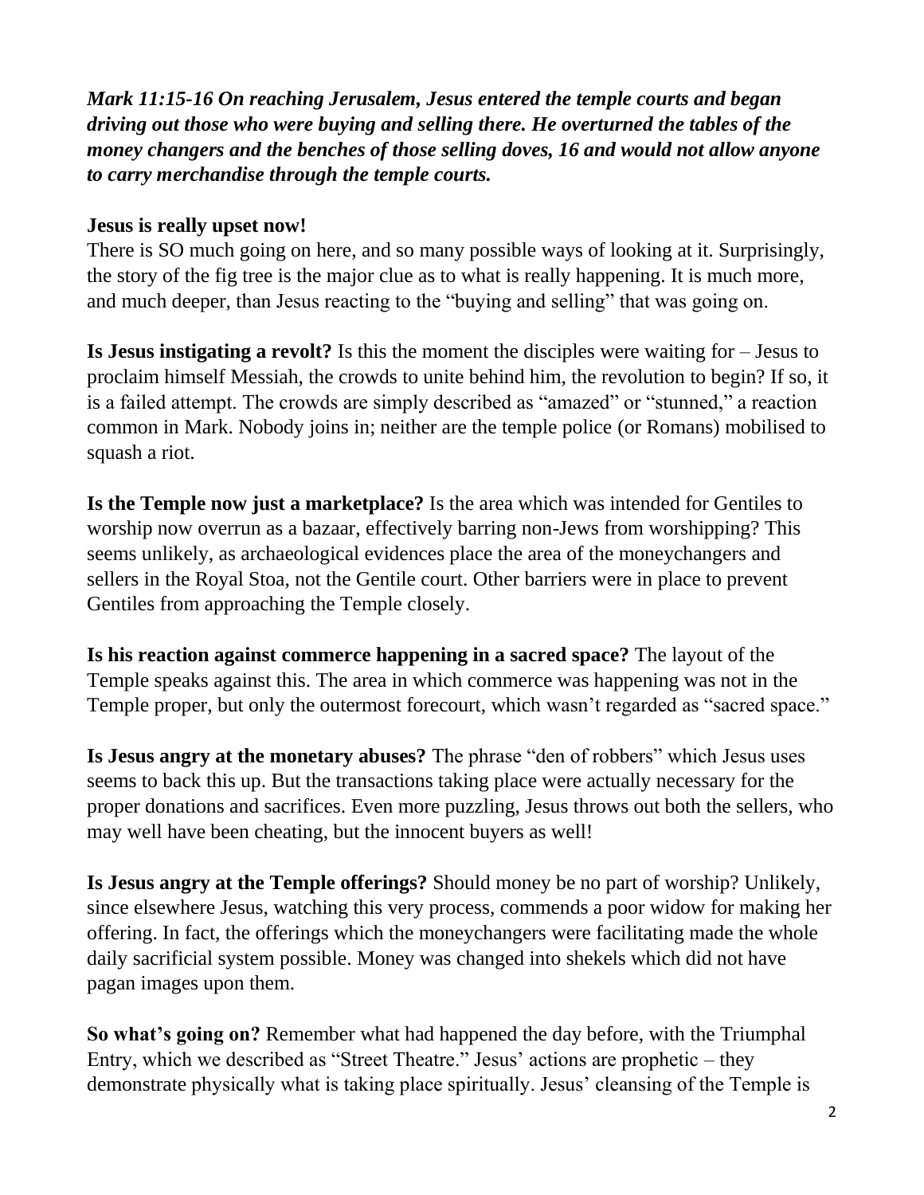***Mark 11:15-16 On reaching Jerusalem, Jesus entered the temple courts and began driving out those who were buying and selling there. He overturned the tables of the money changers and the benches of those selling doves, 16 and would not allow anyone to carry merchandise through the temple courts.***

**Jesus is really upset now!**

There is SO much going on here, and so many possible ways of looking at it. Surprisingly, the story of the fig tree is the major clue as to what is really happening. It is much more, and much deeper, than Jesus reacting to the "buying and selling" that was going on.

**Is Jesus instigating a revolt?** Is this the moment the disciples were waiting for – Jesus to proclaim himself Messiah, the crowds to unite behind him, the revolution to begin? If so, it is a failed attempt. The crowds are simply described as "amazed" or "stunned," a reaction common in Mark. Nobody joins in; neither are the temple police (or Romans) mobilised to squash a riot.

**Is the Temple now just a marketplace?** Is the area which was intended for Gentiles to worship now overrun as a bazaar, effectively barring non-Jews from worshipping? This seems unlikely, as archaeological evidences place the area of the moneychangers and sellers in the Royal Stoa, not the Gentile court. Other barriers were in place to prevent Gentiles from approaching the Temple closely.

**Is his reaction against commerce happening in a sacred space?** The layout of the Temple speaks against this. The area in which commerce was happening was not in the Temple proper, but only the outermost forecourt, which wasn't regarded as "sacred space."

**Is Jesus angry at the monetary abuses?** The phrase "den of robbers" which Jesus uses seems to back this up. But the transactions taking place were actually necessary for the proper donations and sacrifices. Even more puzzling, Jesus throws out both the sellers, who may well have been cheating, but the innocent buyers as well!

**Is Jesus angry at the Temple offerings?** Should money be no part of worship? Unlikely, since elsewhere Jesus, watching this very process, commends a poor widow for making her offering. In fact, the offerings which the moneychangers were facilitating made the whole daily sacrificial system possible. Money was changed into shekels which did not have pagan images upon them.

**So what's going on?** Remember what had happened the day before, with the Triumphal Entry, which we described as "Street Theatre." Jesus' actions are prophetic – they demonstrate physically what is taking place spiritually. Jesus' cleansing of the Temple is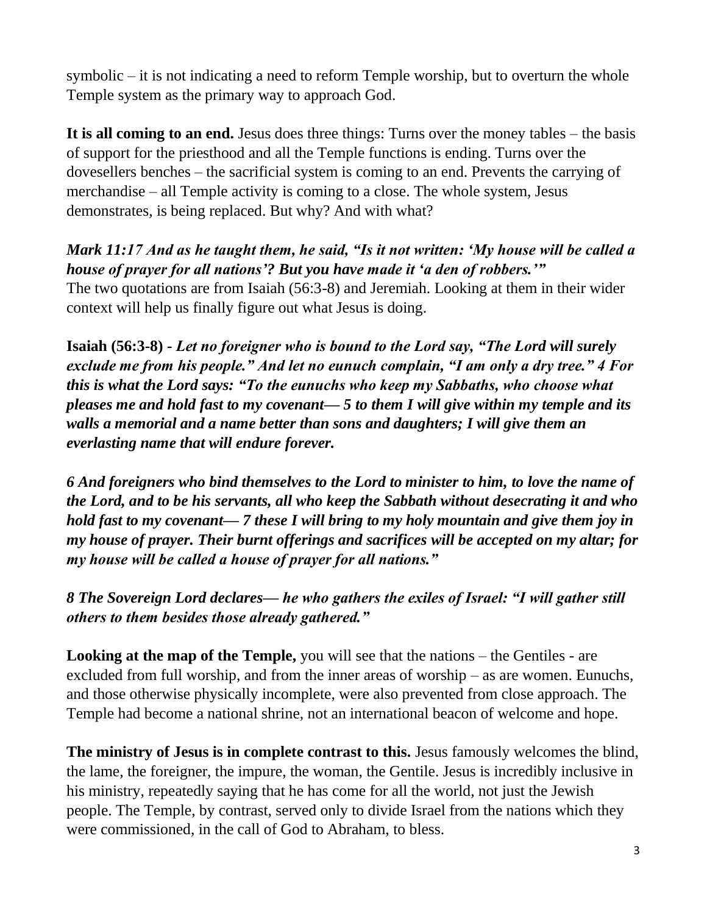symbolic – it is not indicating a need to reform Temple worship, but to overturn the whole Temple system as the primary way to approach God.

**It is all coming to an end.** Jesus does three things: Turns over the money tables – the basis of support for the priesthood and all the Temple functions is ending. Turns over the dovesellers benches – the sacrificial system is coming to an end. Prevents the carrying of merchandise – all Temple activity is coming to a close. The whole system, Jesus demonstrates, is being replaced. But why? And with what?

***Mark 11:17 And as he taught them, he said, "Is it not written: 'My house will be called a house of prayer for all nations'? But you have made it 'a den of robbers.'"***
The two quotations are from Isaiah (56:3-8) and Jeremiah. Looking at them in their wider context will help us finally figure out what Jesus is doing.

**Isaiah (56:3-8)** - ***Let no foreigner who is bound to the Lord say, "The Lord will surely exclude me from his people." And let no eunuch complain, "I am only a dry tree." 4 For this is what the Lord says: "To the eunuchs who keep my Sabbaths, who choose what pleases me and hold fast to my covenant— 5 to them I will give within my temple and its walls a memorial and a name better than sons and daughters; I will give them an everlasting name that will endure forever.***

***6 And foreigners who bind themselves to the Lord to minister to him, to love the name of the Lord, and to be his servants, all who keep the Sabbath without desecrating it and who hold fast to my covenant— 7 these I will bring to my holy mountain and give them joy in my house of prayer. Their burnt offerings and sacrifices will be accepted on my altar; for my house will be called a house of prayer for all nations."***

***8 The Sovereign Lord declares— he who gathers the exiles of Israel: "I will gather still others to them besides those already gathered."***

**Looking at the map of the Temple,** you will see that the nations – the Gentiles - are excluded from full worship, and from the inner areas of worship – as are women. Eunuchs, and those otherwise physically incomplete, were also prevented from close approach. The Temple had become a national shrine, not an international beacon of welcome and hope.

**The ministry of Jesus is in complete contrast to this.** Jesus famously welcomes the blind, the lame, the foreigner, the impure, the woman, the Gentile. Jesus is incredibly inclusive in his ministry, repeatedly saying that he has come for all the world, not just the Jewish people. The Temple, by contrast, served only to divide Israel from the nations which they were commissioned, in the call of God to Abraham, to bless.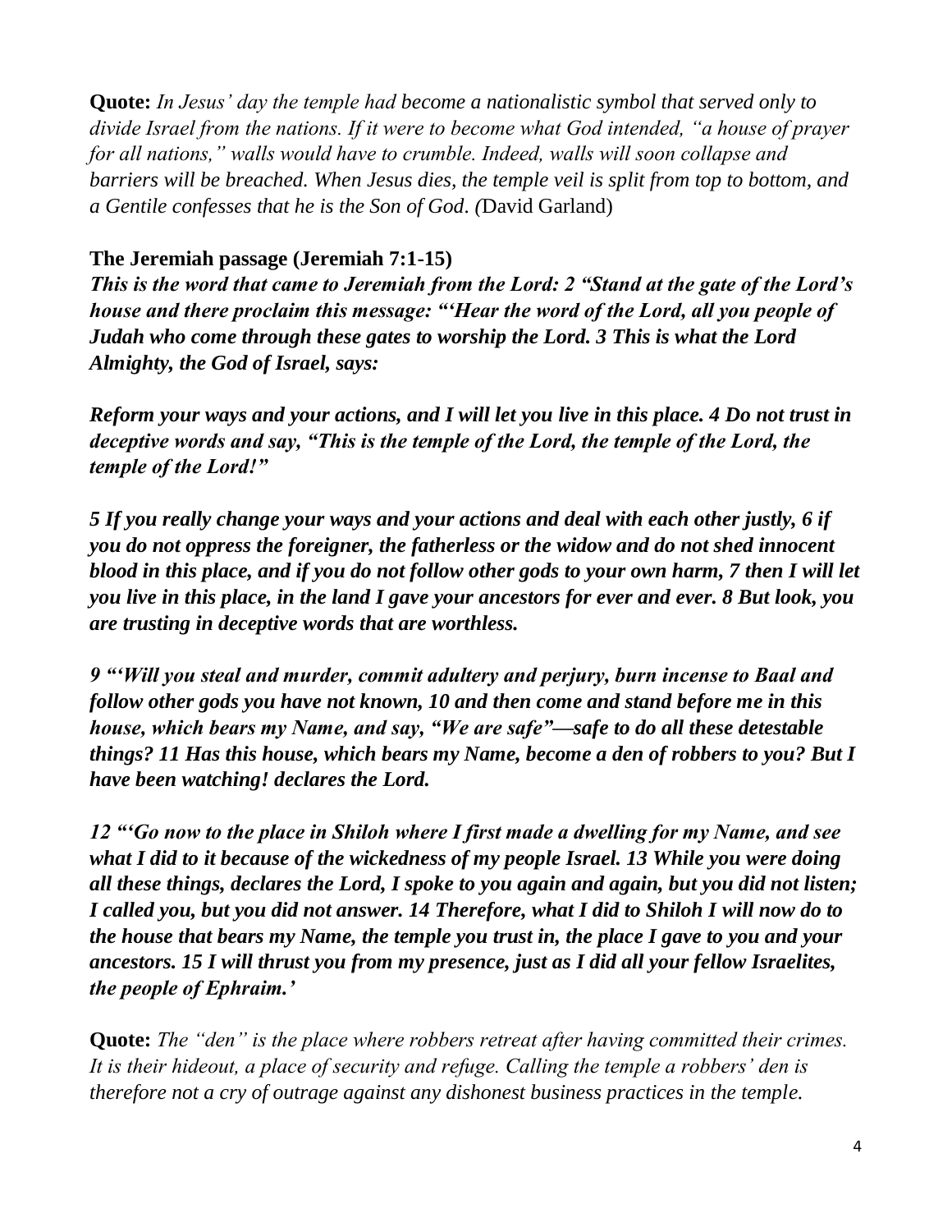**Quote:** *In Jesus' day the temple had become a nationalistic symbol that served only to divide Israel from the nations. If it were to become what God intended, "a house of prayer for all nations," walls would have to crumble. Indeed, walls will soon collapse and barriers will be breached. When Jesus dies, the temple veil is split from top to bottom, and a Gentile confesses that he is the Son of God. (*David Garland)

**The Jeremiah passage (Jeremiah 7:1-15)**

***This is the word that came to Jeremiah from the Lord: 2 "Stand at the gate of the Lord's house and there proclaim this message: "'Hear the word of the Lord, all you people of Judah who come through these gates to worship the Lord. 3 This is what the Lord Almighty, the God of Israel, says:***

***Reform your ways and your actions, and I will let you live in this place. 4 Do not trust in deceptive words and say, "This is the temple of the Lord, the temple of the Lord, the temple of the Lord!"***

***5 If you really change your ways and your actions and deal with each other justly, 6 if you do not oppress the foreigner, the fatherless or the widow and do not shed innocent blood in this place, and if you do not follow other gods to your own harm, 7 then I will let you live in this place, in the land I gave your ancestors for ever and ever. 8 But look, you are trusting in deceptive words that are worthless.***

***9 "'Will you steal and murder, commit adultery and perjury, burn incense to Baal and follow other gods you have not known, 10 and then come and stand before me in this house, which bears my Name, and say, "We are safe"—safe to do all these detestable things? 11 Has this house, which bears my Name, become a den of robbers to you? But I have been watching! declares the Lord.***

***12 "'Go now to the place in Shiloh where I first made a dwelling for my Name, and see what I did to it because of the wickedness of my people Israel. 13 While you were doing all these things, declares the Lord, I spoke to you again and again, but you did not listen; I called you, but you did not answer. 14 Therefore, what I did to Shiloh I will now do to the house that bears my Name, the temple you trust in, the place I gave to you and your ancestors. 15 I will thrust you from my presence, just as I did all your fellow Israelites, the people of Ephraim.'***

**Quote:** *The "den" is the place where robbers retreat after having committed their crimes. It is their hideout, a place of security and refuge. Calling the temple a robbers' den is therefore not a cry of outrage against any dishonest business practices in the temple.*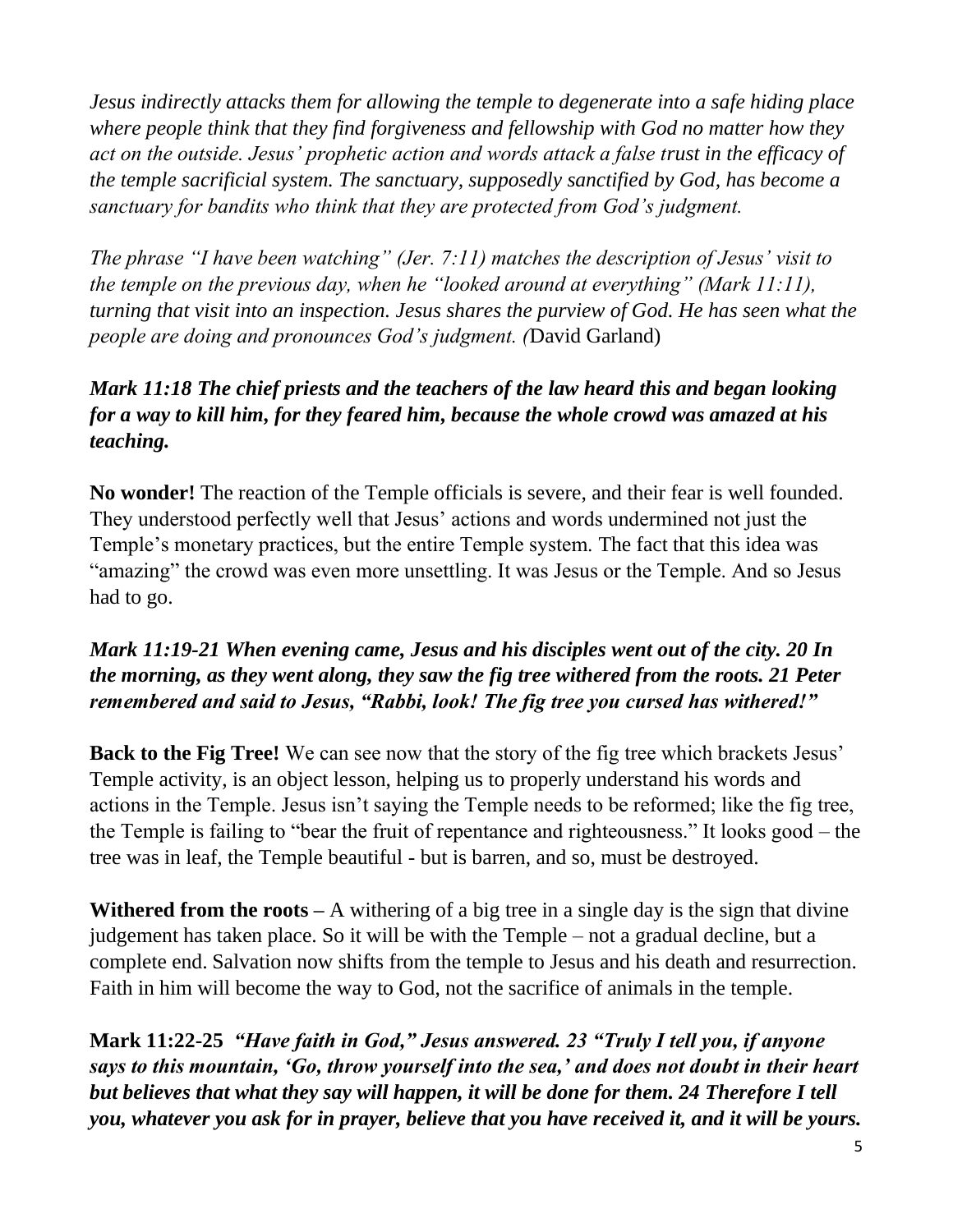*Jesus indirectly attacks them for allowing the temple to degenerate into a safe hiding place where people think that they find forgiveness and fellowship with God no matter how they act on the outside. Jesus' prophetic action and words attack a false trust in the efficacy of the temple sacrificial system. The sanctuary, supposedly sanctified by God, has become a sanctuary for bandits who think that they are protected from God's judgment.*

*The phrase "I have been watching" (Jer. 7:11) matches the description of Jesus' visit to the temple on the previous day, when he "looked around at everything" (Mark 11:11), turning that visit into an inspection. Jesus shares the purview of God. He has seen what the people are doing and pronounces God's judgment. (*David Garland)

***Mark 11:18 The chief priests and the teachers of the law heard this and began looking for a way to kill him, for they feared him, because the whole crowd was amazed at his teaching.***

**No wonder!** The reaction of the Temple officials is severe, and their fear is well founded. They understood perfectly well that Jesus' actions and words undermined not just the Temple's monetary practices, but the entire Temple system. The fact that this idea was "amazing" the crowd was even more unsettling. It was Jesus or the Temple. And so Jesus had to go.

***Mark 11:19-21 When evening came, Jesus and his disciples went out of the city. 20 In the morning, as they went along, they saw the fig tree withered from the roots. 21 Peter remembered and said to Jesus, "Rabbi, look! The fig tree you cursed has withered!"***

**Back to the Fig Tree!** We can see now that the story of the fig tree which brackets Jesus' Temple activity, is an object lesson, helping us to properly understand his words and actions in the Temple. Jesus isn't saying the Temple needs to be reformed; like the fig tree, the Temple is failing to "bear the fruit of repentance and righteousness." It looks good – the tree was in leaf, the Temple beautiful - but is barren, and so, must be destroyed.

**Withered from the roots –** A withering of a big tree in a single day is the sign that divine judgement has taken place. So it will be with the Temple – not a gradual decline, but a complete end. Salvation now shifts from the temple to Jesus and his death and resurrection. Faith in him will become the way to God, not the sacrifice of animals in the temple.

**Mark 11:22-25** ***"Have faith in God," Jesus answered. 23 "Truly I tell you, if anyone says to this mountain, 'Go, throw yourself into the sea,' and does not doubt in their heart but believes that what they say will happen, it will be done for them. 24 Therefore I tell you, whatever you ask for in prayer, believe that you have received it, and it will be yours.***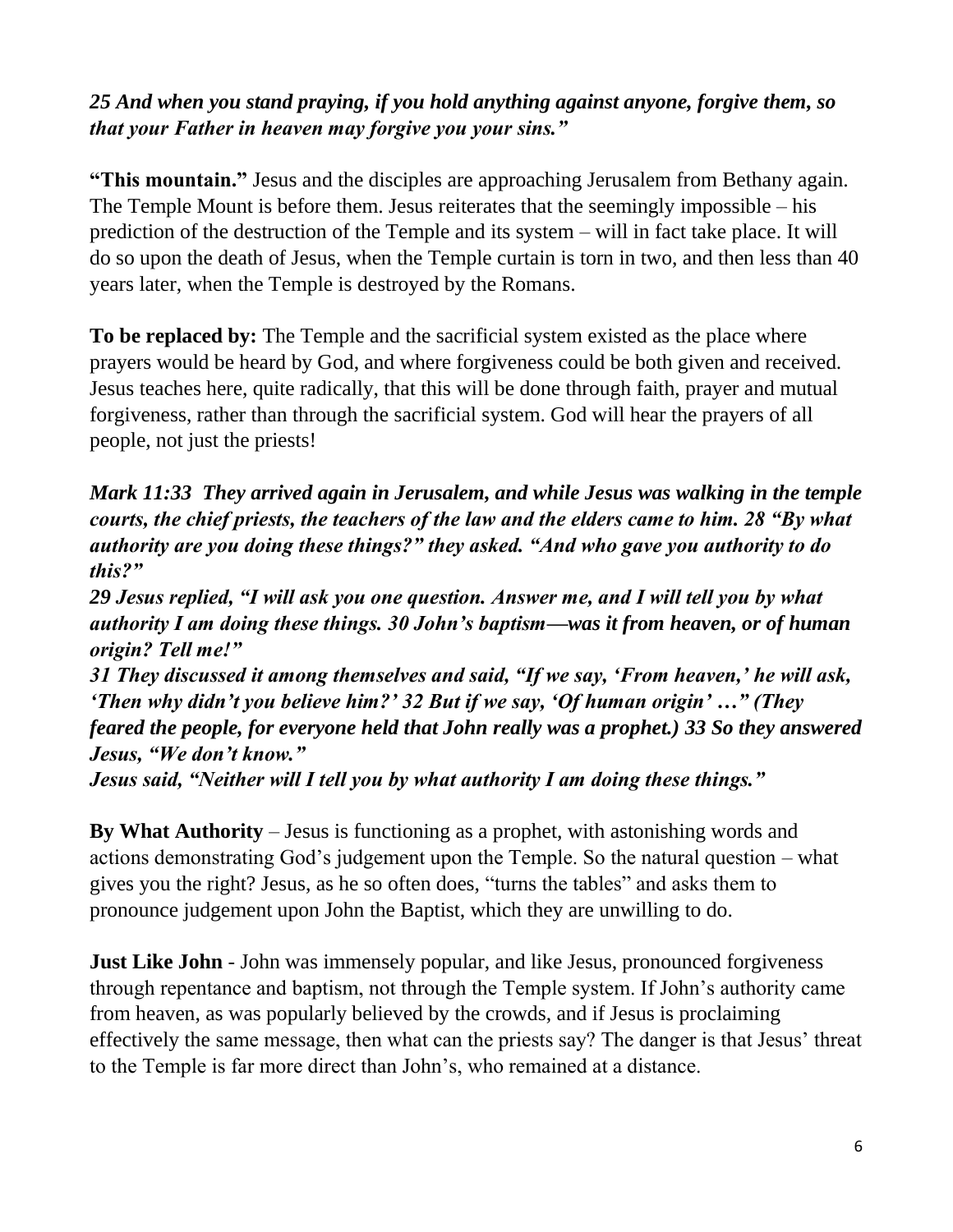***25 And when you stand praying, if you hold anything against anyone, forgive them, so that your Father in heaven may forgive you your sins."***

**"This mountain."** Jesus and the disciples are approaching Jerusalem from Bethany again. The Temple Mount is before them. Jesus reiterates that the seemingly impossible – his prediction of the destruction of the Temple and its system – will in fact take place. It will do so upon the death of Jesus, when the Temple curtain is torn in two, and then less than 40 years later, when the Temple is destroyed by the Romans.

**To be replaced by:** The Temple and the sacrificial system existed as the place where prayers would be heard by God, and where forgiveness could be both given and received. Jesus teaches here, quite radically, that this will be done through faith, prayer and mutual forgiveness, rather than through the sacrificial system. God will hear the prayers of all people, not just the priests!

***Mark 11:33 They arrived again in Jerusalem, and while Jesus was walking in the temple courts, the chief priests, the teachers of the law and the elders came to him. 28 "By what authority are you doing these things?" they asked. "And who gave you authority to do this?"***
***29 Jesus replied, "I will ask you one question. Answer me, and I will tell you by what authority I am doing these things. 30 John's baptism—was it from heaven, or of human origin? Tell me!"***
***31 They discussed it among themselves and said, "If we say, 'From heaven,' he will ask, 'Then why didn't you believe him?' 32 But if we say, 'Of human origin' …" (They feared the people, for everyone held that John really was a prophet.) 33 So they answered Jesus, "We don't know."***
***Jesus said, "Neither will I tell you by what authority I am doing these things."***

**By What Authority** – Jesus is functioning as a prophet, with astonishing words and actions demonstrating God's judgement upon the Temple. So the natural question – what gives you the right? Jesus, as he so often does, "turns the tables" and asks them to pronounce judgement upon John the Baptist, which they are unwilling to do.

**Just Like John** - John was immensely popular, and like Jesus, pronounced forgiveness through repentance and baptism, not through the Temple system. If John's authority came from heaven, as was popularly believed by the crowds, and if Jesus is proclaiming effectively the same message, then what can the priests say? The danger is that Jesus' threat to the Temple is far more direct than John's, who remained at a distance.